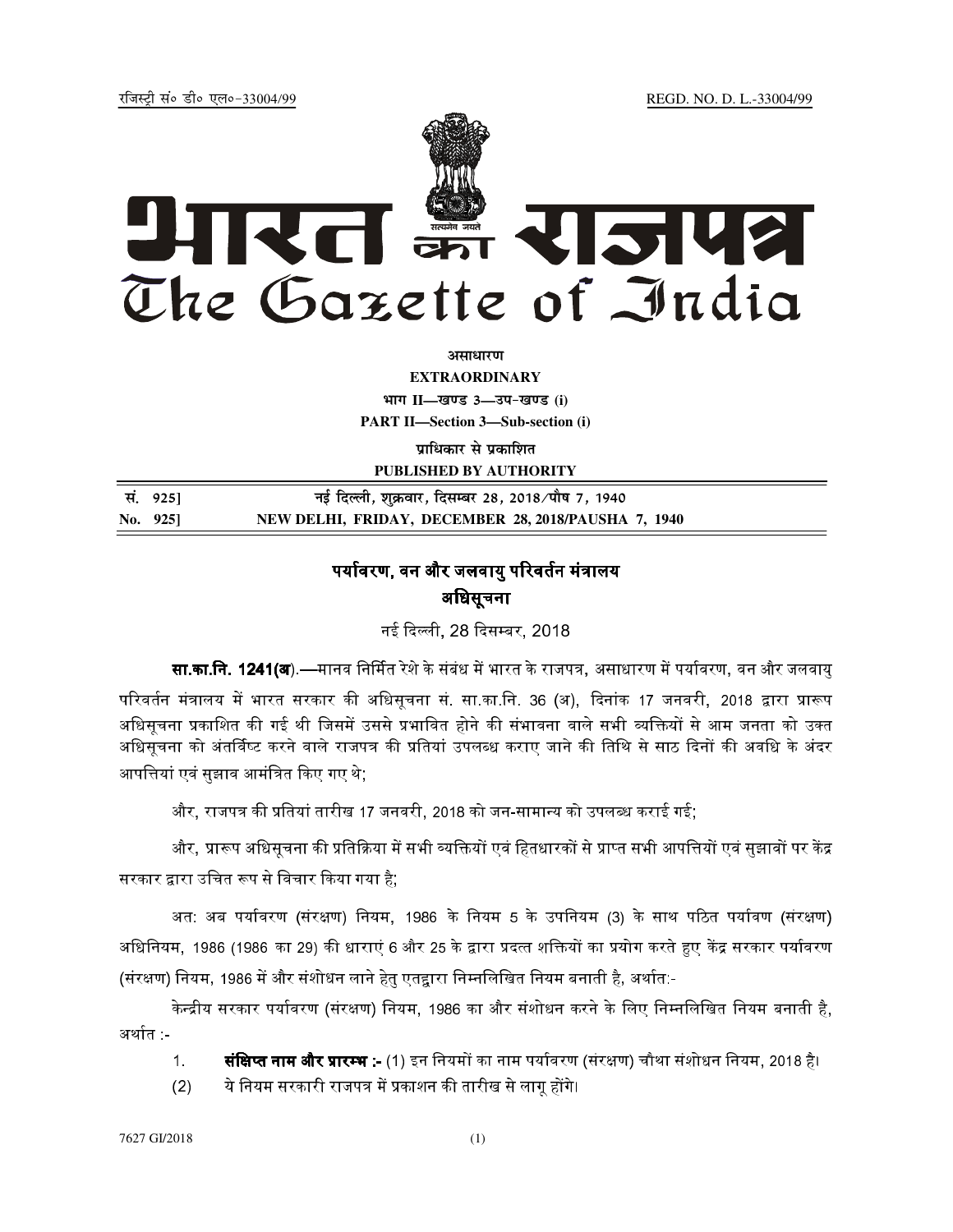रजिस्ट्री सं० डी० एल०-33004/99 REGD. NO. D. L.-33004/99

# भारत का राजपत्र
# The Gazette of India

**असाधारण**

**EXTRAORDINARY**

**भाग II—खण्ड 3—उप-खण्ड (i)**

**PART II—Section 3—Sub-section (i)**

**प्राधिकार से प्रकाशित**

**PUBLISHED BY AUTHORITY**

| | |
|---|---|
| सं. 925] | नई दिल्ली, शुक्रवार, दिसम्बर 28, 2018/पौष 7, 1940 |
| No. 925] | NEW DELHI, FRIDAY, DECEMBER 28, 2018/PAUSHA 7, 1940 |

## पर्यावरण, वन और जलवायु परिवर्तन मंत्रालय

## अधिसूचना

नई दिल्ली, 28 दिसम्बर, 2018

**सा.का.नि. 1241(अ).**—मानव निर्मित रेशे के संबंध में भारत के राजपत्र, असाधारण में पर्यावरण, वन और जलवायु परिवर्तन मंत्रालय में भारत सरकार की अधिसूचना सं. सा.का.नि. 36 (अ), दिनांक 17 जनवरी, 2018 द्वारा प्रारूप अधिसूचना प्रकाशित की गई थी जिसमें उससे प्रभावित होने की संभावना वाले सभी व्यक्तियों से आम जनता को उक्त अधिसूचना को अंतर्विष्ट करने वाले राजपत्र की प्रतियां उपलब्ध कराए जाने की तिथि से साठ दिनों की अवधि के अंदर आपत्तियां एवं सुझाव आमंत्रित किए गए थे;

और, राजपत्र की प्रतियां तारीख 17 जनवरी, 2018 को जन-सामान्य को उपलब्ध कराई गई;

और, प्रारूप अधिसूचना की प्रतिक्रिया में सभी व्यक्तियों एवं हितधारकों से प्राप्त सभी आपत्तियों एवं सुझावों पर केंद्र सरकार द्वारा उचित रूप से विचार किया गया है;

अत: अब पर्यावरण (संरक्षण) नियम, 1986 के नियम 5 के उपनियम (3) के साथ पठित पर्यावण (संरक्षण) अधिनियम, 1986 (1986 का 29) की धाराएं 6 और 25 के द्वारा प्रदत्त शक्तियों का प्रयोग करते हुए केंद्र सरकार पर्यावरण (संरक्षण) नियम, 1986 में और संशोधन लाने हेतु एतद्वारा निम्नलिखित नियम बनाती है, अर्थात:-

केन्द्रीय सरकार पर्यावरण (संरक्षण) नियम, 1986 का और संशोधन करने के लिए निम्नलिखित नियम बनाती है, अर्थात :-

1. **संक्षिप्त नाम और प्रारम्भ :-** (1) इन नियमों का नाम पर्यावरण (संरक्षण) चौथा संशोधन नियम, 2018 है।

(2) ये नियम सरकारी राजपत्र में प्रकाशन की तारीख से लागू होंगे।

7627 GI/2018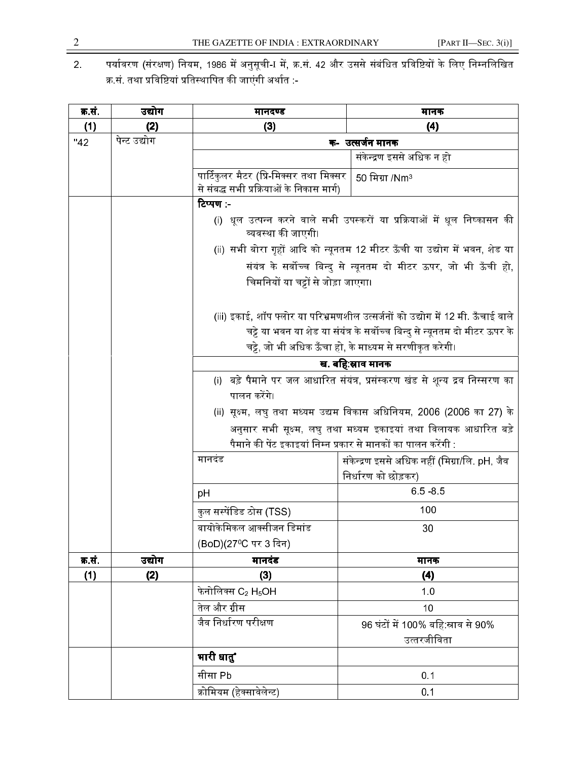2. पर्यावरण (संरक्षण) नियम, 1986 में अनुसूची-I में, क्र.सं. 42 और उससे संबंधित प्रविष्टियों के लिए निम्नलिखित क्र.सं. तथा प्रविष्टियां प्रतिस्थापित की जाएंगी अर्थात :-

| क्र.सं. | उद्योग | मानदण्ड | मानक |
|---|---|---|---|
| (1) | (2) | (3) | (4) |
| "42 | पेन्ट उद्योग | **क- उत्सर्जन मानक** | |
| | | | संकेन्द्रण इससे अधिक न हो |
| | | पार्टिकुलर मैटर (प्रि-मिक्सर तथा मिक्सर से संबद्ध सभी प्रक्रियाओं के निकास मार्ग) | 50 मिग्रा /$Nm^3$ |
| | | **टिप्पण :-**<br>(i) धूल उत्पन्न करने वाले सभी उपस्करों या प्रक्रियाओं में धूल निष्कासन की व्यवस्था की जाएगी।<br>(ii) सभी बोरा गृहों आदि को न्यूनतम 12 मीटर ऊँची या उद्योग में भवन, शेड या संयंत्र के सर्वोच्च बिन्दु से न्यूनतम दो मीटर ऊपर, जो भी ऊँची हो, चिमनियों या चट्टों से जोड़ा जाएगा।<br>(iii) इकाई, शॉप फ्लोर या परिभ्रमणशील उत्सर्जनों को उद्योग में 12 मी. ऊँचाई वाले चट्टे या भवन या शेड या संयंत्र के सर्वोच्च बिन्दु से न्यूनतम दो मीटर ऊपर के चट्टे, जो भी अधिक ऊँचा हो, के माध्यम से सरणीकृत करेगी। | |
| | | **ख. बहिःस्राव मानक**<br>(i) बड़े पैमाने पर जल आधारित संयंत्र, प्रसंस्करण खंड से शून्य द्रव निस्सरण का पालन करेंगे।<br>(ii) सूक्ष्म, लघु तथा मध्यम उद्यम विकास अधिनियम, 2006 (2006 का 27) के अनुसार सभी सूक्ष्म, लघु तथा मध्यम इकाइयां तथा विलायक आधारित बड़े पैमाने की पेंट इकाइयां निम्न प्रकार से मानकों का पालन करेंगी : | |
| | | मानदंड | संकेन्द्रण इससे अधिक नहीं (मिग्रा/लि. pH, जैव निर्धारण को छोड़कर) |
| | | pH | 6.5 -8.5 |
| | | कुल सस्पेंडिड ठोस (TSS) | 100 |
| | | बायोकेमिकल आक्सीजन डिमांड (BoD)(27$^0$C पर 3 दिन) | 30 |
| **क्र.सं.** | **उद्योग** | **मानदंड** | **मानक** |
| **(1)** | **(2)** | **(3)** | **(4)** |
| | | फेनोलिक्स $C_2 H_5OH$ | 1.0 |
| | | तेल और ग्रीस | 10 |
| | | जैव निर्धारण परीक्षण | 96 घंटों में 100% बहिःस्राव से 90% उत्तरजीविता |
| | | **भारी धातु** | |
| | | सीसा Pb | 0.1 |
| | | क्रोमियम (हेक्सावेलेन्ट) | 0.1 |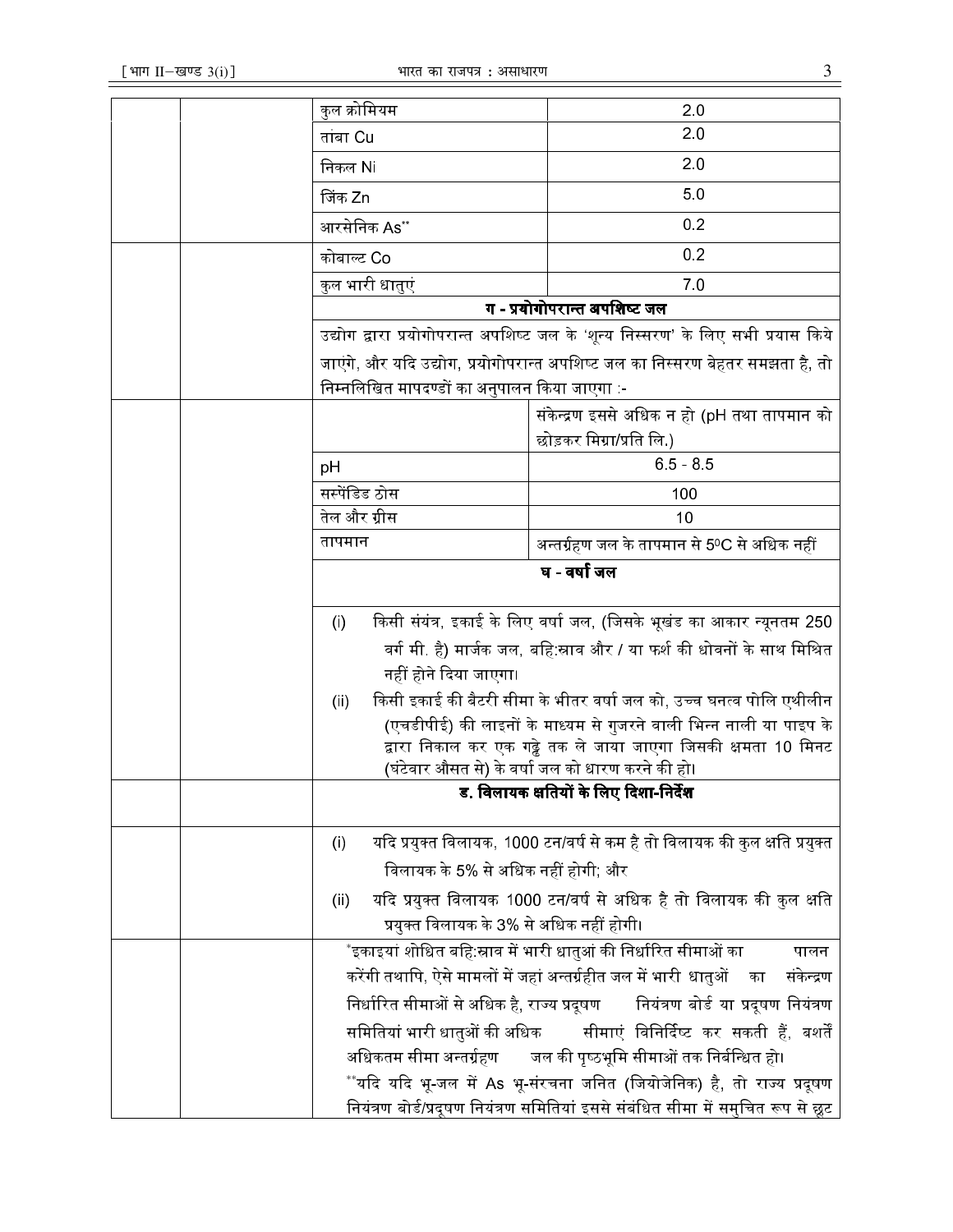| | | | |
|---|---|---|---|
| | | कुल क्रोमियम | 2.0 |
| | | तांबा Cu | 2.0 |
| | | निकल Ni | 2.0 |
| | | जिंक Zn | 5.0 |
| | | आरसेनिक As** | 0.2 |
| | | कोबाल्ट Co | 0.2 |
| | | कुल भारी धातुएं | 7.0 |
| | | **ग - प्रयोगोपरान्त अपशिष्ट जल** | |
| | | उद्योग द्वारा प्रयोगोपरान्त अपशिष्ट जल के 'शून्य निस्सरण' के लिए सभी प्रयास किये जाएंगे, और यदि उद्योग, प्रयोगोपरान्त अपशिष्ट जल का निस्सरण बेहतर समझता है, तो निम्नलिखित मापदण्डों का अनुपालन किया जाएगा :- | |
| | | | संकेन्द्रण इससे अधिक न हो (pH तथा तापमान को छोड़कर मिग्रा/प्रति लि.) |
| | | pH | 6.5 - 8.5 |
| | | सस्पेंडिड ठोस | 100 |
| | | तेल और ग्रीस | 10 |
| | | तापमान | अन्तर्ग्रहण जल के तापमान से $5^0C$ से अधिक नहीं |
| | | **घ - वर्षा जल** | |
| | | (i) किसी संयंत्र, इकाई के लिए वर्षा जल, (जिसके भूखंड का आकार न्यूनतम 250 वर्ग मी. है) मार्जक जल, बहि:स्राव और / या फर्श की धोवनों के साथ मिश्रित नहीं होने दिया जाएगा।<br>(ii) किसी इकाई की बैटरी सीमा के भीतर वर्षा जल को, उच्च घनत्व पोलि एथीलीन (एचडीपीई) की लाइनों के माध्यम से गुजरने वाली भिन्न नाली या पाइप के द्वारा निकाल कर एक गड्ढे तक ले जाया जाएगा जिसकी क्षमता 10 मिनट (घंटेवार औसत से) के वर्षा जल को धारण करने की हो। | |
| | | **ड. विलायक क्षतियों के लिए दिशा-निर्देश** | |
| | | (i) यदि प्रयुक्त विलायक, 1000 टन/वर्ष से कम है तो विलायक की कुल क्षति प्रयुक्त विलायक के 5% से अधिक नहीं होगी; और<br>(ii) यदि प्रयुक्त विलायक 1000 टन/वर्ष से अधिक है तो विलायक की कुल क्षति प्रयुक्त विलायक के 3% से अधिक नहीं होगी। | |
| | | *इकाइयां शोधित बहि:स्राव में भारी धातुओं की निर्धारित सीमाओं का पालन करेंगी तथापि, ऐसे मामलों में जहां अन्तर्ग्रहीत जल में भारी धातुओं का संकेन्द्रण निर्धारित सीमाओं से अधिक है, राज्य प्रदूषण नियंत्रण बोर्ड या प्रदूषण नियंत्रण समितियां भारी धातुओं की अधिक सीमाएं विनिर्दिष्ट कर सकती हैं, बशर्तें अधिकतम सीमा अन्तर्ग्रहण जल की पृष्ठभूमि सीमाओं तक निर्बन्धित हो।<br>**यदि यदि भू-जल में As भू-संरचना जनित (जियोजेनिक) है, तो राज्य प्रदूषण नियंत्रण बोर्ड/प्रदूषण नियंत्रण समितियां इससे संबंधित सीमा में समुचित रूप से छूट | |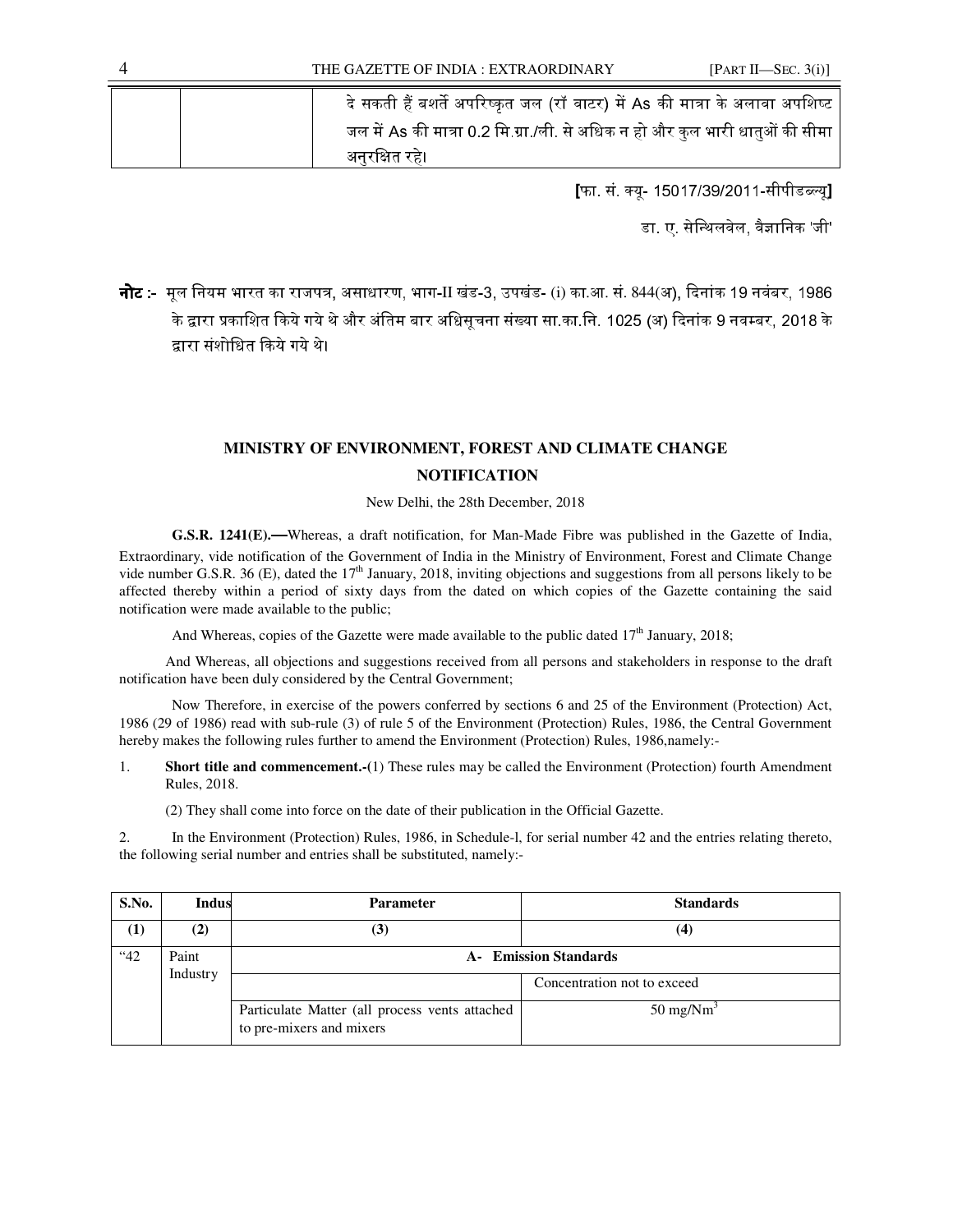| | | दे सकती हैं बशर्ते अपरिष्कृत जल (रॉ वाटर) में As की मात्रा के अलावा अपशिष्ट जल में As की मात्रा 0.2 मि.ग्रा./ली. से अधिक न हो और कुल भारी धातुओं की सीमा अनुरक्षित रहे। |
|---|---|---|

[फा. सं. क्यू- 15017/39/2011-सीपीडब्ल्यू]

डा. ए. सेन्थिलवेल, वैज्ञानिक 'जी'

**नोट :-** मूल नियम भारत का राजपत्र, असाधारण, भाग-II खंड-3, उपखंड- (i) का.आ. सं. 844(अ), दिनांक 19 नवंबर, 1986 के द्वारा प्रकाशित किये गये थे और अंतिम बार अधिसूचना संख्या सा.का.नि. 1025 (अ) दिनांक 9 नवम्बर, 2018 के द्वारा संशोधित किये गये थे।

## MINISTRY OF ENVIRONMENT, FOREST AND CLIMATE CHANGE

## NOTIFICATION

New Delhi, the 28th December, 2018

**G.S.R. 1241(E).—**Whereas, a draft notification, for Man-Made Fibre was published in the Gazette of India, Extraordinary, vide notification of the Government of India in the Ministry of Environment, Forest and Climate Change vide number G.S.R. 36 (E), dated the 17th January, 2018, inviting objections and suggestions from all persons likely to be affected thereby within a period of sixty days from the dated on which copies of the Gazette containing the said notification were made available to the public;

And Whereas, copies of the Gazette were made available to the public dated 17th January, 2018;

And Whereas, all objections and suggestions received from all persons and stakeholders in response to the draft notification have been duly considered by the Central Government;

Now Therefore, in exercise of the powers conferred by sections 6 and 25 of the Environment (Protection) Act, 1986 (29 of 1986) read with sub-rule (3) of rule 5 of the Environment (Protection) Rules, 1986, the Central Government hereby makes the following rules further to amend the Environment (Protection) Rules, 1986,namely:-

1. **Short title and commencement.-**(1) These rules may be called the Environment (Protection) fourth Amendment Rules, 2018.

   (2) They shall come into force on the date of their publication in the Official Gazette.

2. In the Environment (Protection) Rules, 1986, in Schedule-l, for serial number 42 and the entries relating thereto, the following serial number and entries shall be substituted, namely:-

| S.No. | Indus | Parameter | Standards |
|---|---|---|---|
| (1) | (2) | (3) | (4) |
| "42 | Paint Industry | A- Emission Standards | |
| | | | Concentration not to exceed |
| | | Particulate Matter (all process vents attached to pre-mixers and mixers | 50 mg/Nm$^3$ |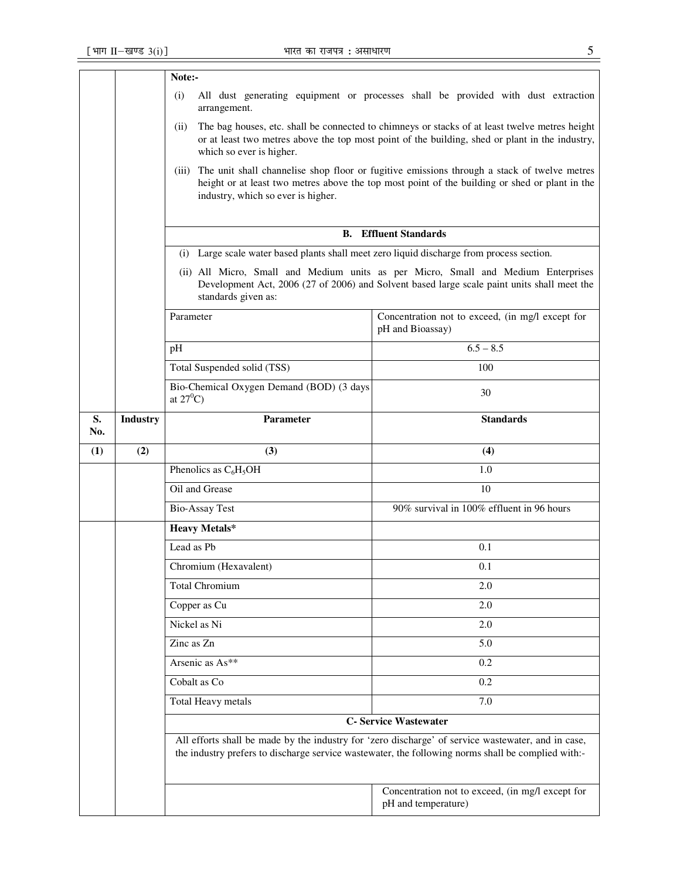**Note:-**

(i) All dust generating equipment or processes shall be provided with dust extraction arrangement.

(ii) The bag houses, etc. shall be connected to chimneys or stacks of at least twelve metres height or at least two metres above the top most point of the building, shed or plant in the industry, which so ever is higher.

(iii) The unit shall channelise shop floor or fugitive emissions through a stack of twelve metres height or at least two metres above the top most point of the building or shed or plant in the industry, which so ever is higher.

**B. Effluent Standards**

(i) Large scale water based plants shall meet zero liquid discharge from process section.

(ii) All Micro, Small and Medium units as per Micro, Small and Medium Enterprises Development Act, 2006 (27 of 2006) and Solvent based large scale paint units shall meet the standards given as:

| S. No. | Industry | Parameter | Standards |
|---|---|---|---|
| (1) | (2) | (3) | (4) |
| | | Parameter | Concentration not to exceed, (in mg/l except for pH and Bioassay) |
| | | pH | 6.5 – 8.5 |
| | | Total Suspended solid (TSS) | 100 |
| | | Bio-Chemical Oxygen Demand (BOD) (3 days at $27^0$C) | 30 |
| | | Phenolics as $C_6H_5OH$ | 1.0 |
| | | Oil and Grease | 10 |
| | | Bio-Assay Test | 90% survival in 100% effluent in 96 hours |
| | | **Heavy Metals*** | |
| | | Lead as Pb | 0.1 |
| | | Chromium (Hexavalent) | 0.1 |
| | | Total Chromium | 2.0 |
| | | Copper as Cu | 2.0 |
| | | Nickel as Ni | 2.0 |
| | | Zinc as Zn | 5.0 |
| | | Arsenic as As** | 0.2 |
| | | Cobalt as Co | 0.2 |
| | | Total Heavy metals | 7.0 |

**C- Service Wastewater**

All efforts shall be made by the industry for 'zero discharge' of service wastewater, and in case, the industry prefers to discharge service wastewater, the following norms shall be complied with:-

| | Concentration not to exceed, (in mg/l except for pH and temperature) |
|---|---|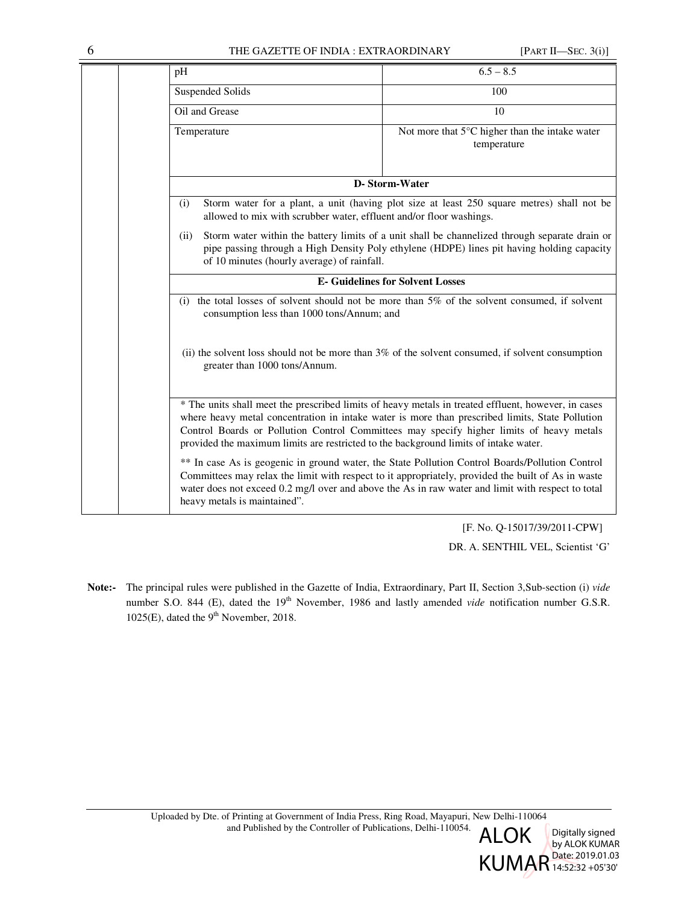| | | | |
|---|---|---|---|
| | | pH | 6.5 – 8.5 |
| | | Suspended Solids | 100 |
| | | Oil and Grease | 10 |
| | | Temperature | Not more that 5°C higher than the intake water temperature |
| | | **D- Storm-Water** | |
| | | (i) Storm water for a plant, a unit (having plot size at least 250 square metres) shall not be allowed to mix with scrubber water, effluent and/or floor washings. (ii) Storm water within the battery limits of a unit shall be channelized through separate drain or pipe passing through a High Density Poly ethylene (HDPE) lines pit having holding capacity of 10 minutes (hourly average) of rainfall. | |
| | | **E- Guidelines for Solvent Losses** | |
| | | (i) the total losses of solvent should not be more than 5% of the solvent consumed, if solvent consumption less than 1000 tons/Annum; and (ii) the solvent loss should not be more than 3% of the solvent consumed, if solvent consumption greater than 1000 tons/Annum. | |
| | | * The units shall meet the prescribed limits of heavy metals in treated effluent, however, in cases where heavy metal concentration in intake water is more than prescribed limits, State Pollution Control Boards or Pollution Control Committees may specify higher limits of heavy metals provided the maximum limits are restricted to the background limits of intake water. ** In case As is geogenic in ground water, the State Pollution Control Boards/Pollution Control Committees may relax the limit with respect to it appropriately, provided the built of As in waste water does not exceed 0.2 mg/l over and above the As in raw water and limit with respect to total heavy metals is maintained". | |

[F. No. Q-15017/39/2011-CPW]

DR. A. SENTHIL VEL, Scientist 'G'

**Note:-** The principal rules were published in the Gazette of India, Extraordinary, Part II, Section 3,Sub-section (i) *vide* number S.O. 844 (E), dated the 19th November, 1986 and lastly amended *vide* notification number G.S.R. 1025(E), dated the 9th November, 2018.

Uploaded by Dte. of Printing at Government of India Press, Ring Road, Mayapuri, New Delhi-110064 and Published by the Controller of Publications, Delhi-110054.

ALOK KUMAR Digitally signed by ALOK KUMAR Date: 2019.01.03 14:52:32 +05'30'